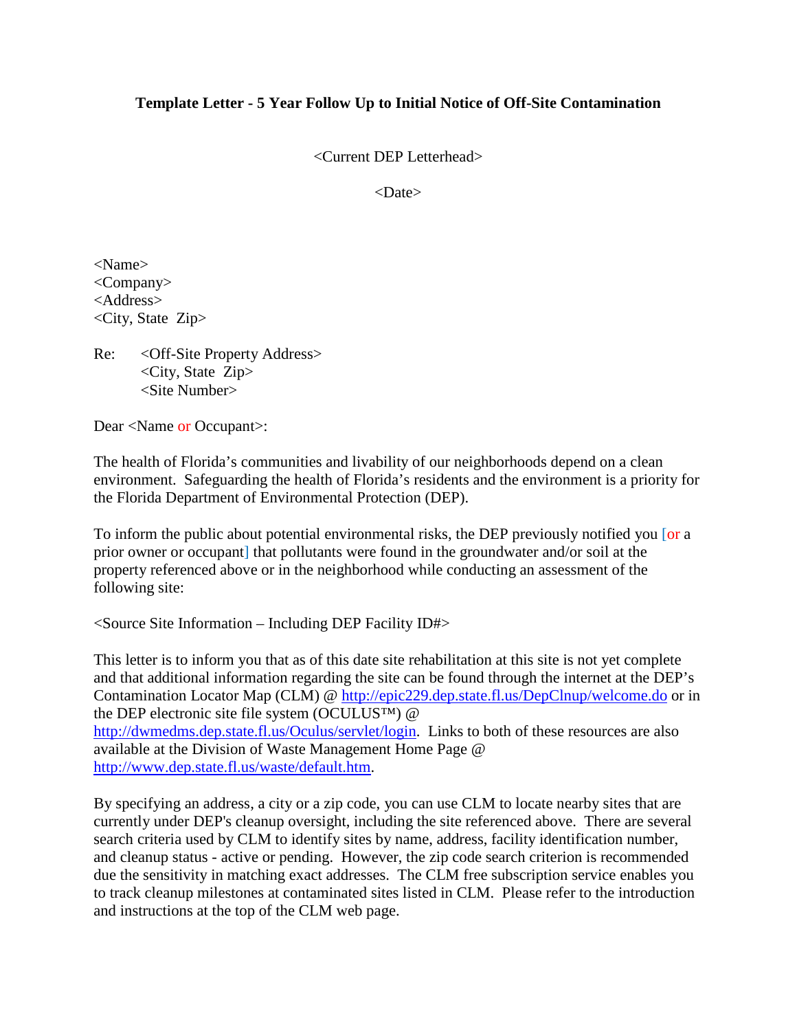**Template Letter - 5 Year Follow Up to Initial Notice of Off-Site Contamination**

<Current DEP Letterhead>

<Date>

<Name>
<Company>
<Address>
<City, State Zip>

Re: <Off-Site Property Address>
<City, State Zip>
<Site Number>

Dear <Name or Occupant>:

The health of Florida's communities and livability of our neighborhoods depend on a clean environment. Safeguarding the health of Florida's residents and the environment is a priority for the Florida Department of Environmental Protection (DEP).

To inform the public about potential environmental risks, the DEP previously notified you [or a prior owner or occupant] that pollutants were found in the groundwater and/or soil at the property referenced above or in the neighborhood while conducting an assessment of the following site:

<Source Site Information – Including DEP Facility ID#>

This letter is to inform you that as of this date site rehabilitation at this site is not yet complete and that additional information regarding the site can be found through the internet at the DEP's Contamination Locator Map (CLM) @ http://epic229.dep.state.fl.us/DepClnup/welcome.do or in the DEP electronic site file system (OCULUS™) @ http://dwmedms.dep.state.fl.us/Oculus/servlet/login. Links to both of these resources are also available at the Division of Waste Management Home Page @ http://www.dep.state.fl.us/waste/default.htm.

By specifying an address, a city or a zip code, you can use CLM to locate nearby sites that are currently under DEP's cleanup oversight, including the site referenced above. There are several search criteria used by CLM to identify sites by name, address, facility identification number, and cleanup status - active or pending. However, the zip code search criterion is recommended due the sensitivity in matching exact addresses. The CLM free subscription service enables you to track cleanup milestones at contaminated sites listed in CLM. Please refer to the introduction and instructions at the top of the CLM web page.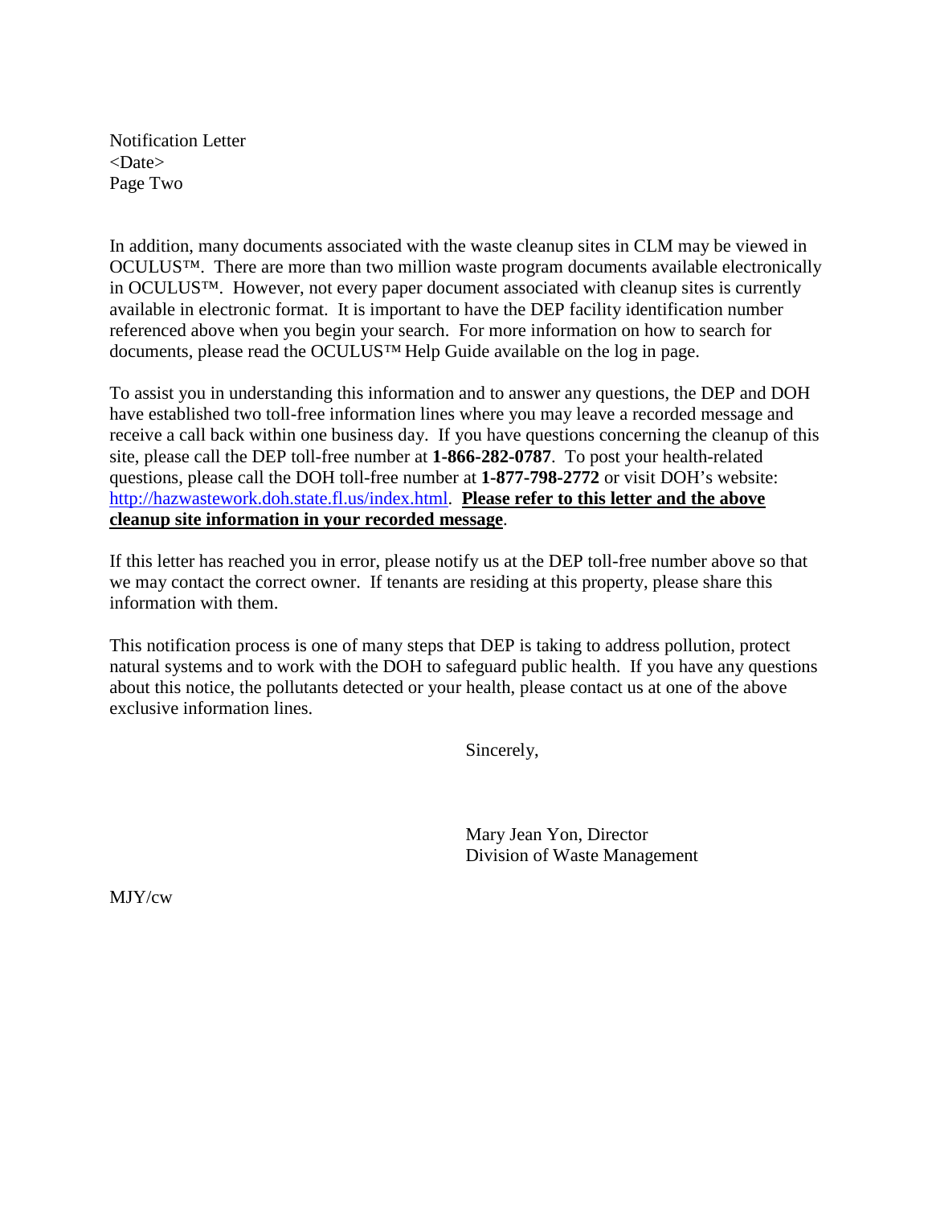Notification Letter
<Date>
Page Two

In addition, many documents associated with the waste cleanup sites in CLM may be viewed in OCULUS™. There are more than two million waste program documents available electronically in OCULUS™. However, not every paper document associated with cleanup sites is currently available in electronic format. It is important to have the DEP facility identification number referenced above when you begin your search. For more information on how to search for documents, please read the OCULUS™ Help Guide available on the log in page.

To assist you in understanding this information and to answer any questions, the DEP and DOH have established two toll-free information lines where you may leave a recorded message and receive a call back within one business day. If you have questions concerning the cleanup of this site, please call the DEP toll-free number at **1-866-282-0787**. To post your health-related questions, please call the DOH toll-free number at **1-877-798-2772** or visit DOH's website: http://hazwastework.doh.state.fl.us/index.html. **Please refer to this letter and the above cleanup site information in your recorded message**.

If this letter has reached you in error, please notify us at the DEP toll-free number above so that we may contact the correct owner. If tenants are residing at this property, please share this information with them.

This notification process is one of many steps that DEP is taking to address pollution, protect natural systems and to work with the DOH to safeguard public health. If you have any questions about this notice, the pollutants detected or your health, please contact us at one of the above exclusive information lines.

Sincerely,

Mary Jean Yon, Director
Division of Waste Management

MJY/cw